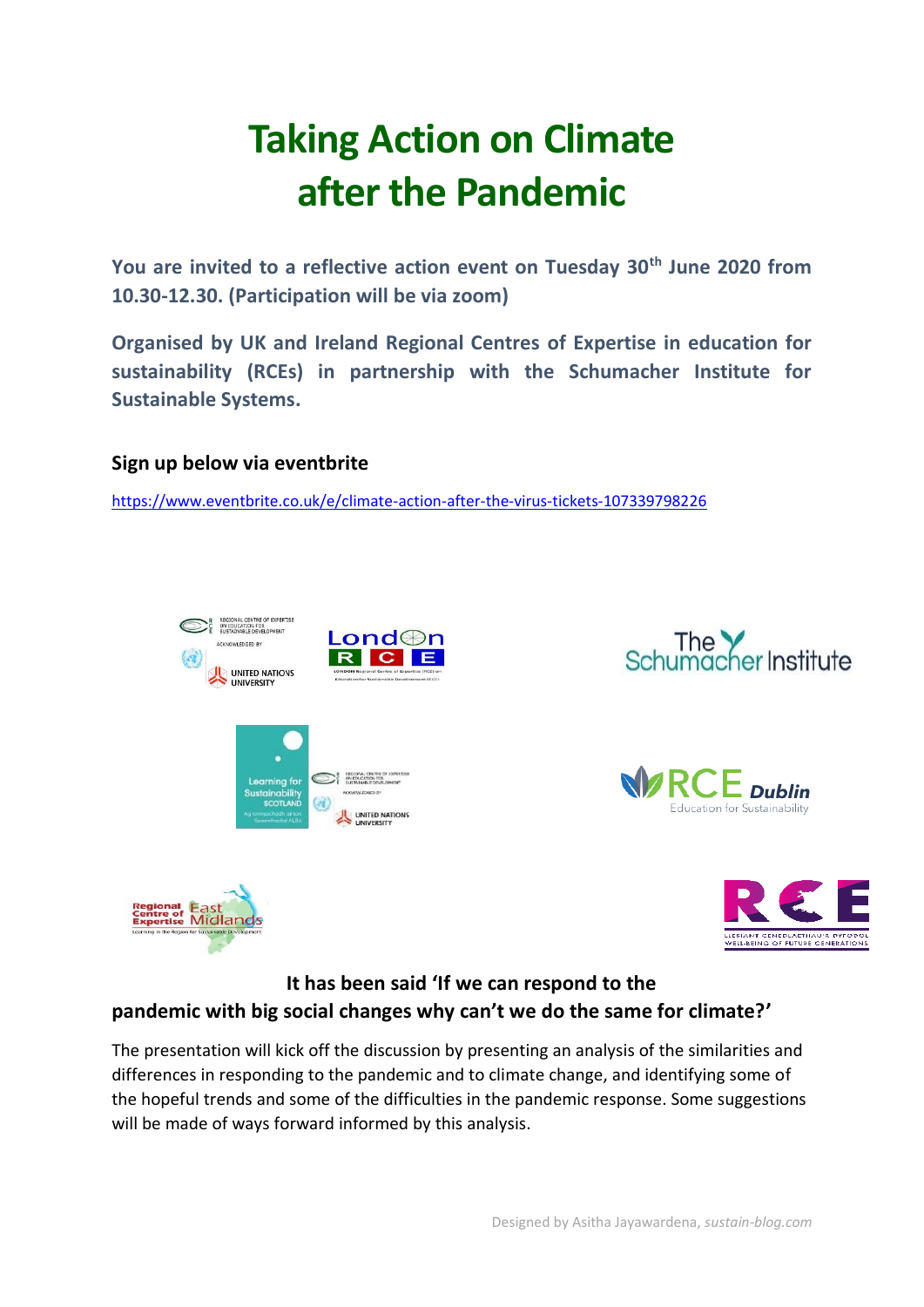# Taking Action on Climate after the Pandemic

**You are invited to a reflective action event on Tuesday 30th June 2020 from 10.30-12.30. (Participation will be via zoom)**

**Organised by UK and Ireland Regional Centres of Expertise in education for sustainability (RCEs) in partnership with the Schumacher Institute for Sustainable Systems.**

**Sign up below via eventbrite**

https://www.eventbrite.co.uk/e/climate-action-after-the-virus-tickets-107339798226

**It has been said 'If we can respond to the pandemic with big social changes why can't we do the same for climate?'**

The presentation will kick off the discussion by presenting an analysis of the similarities and differences in responding to the pandemic and to climate change, and identifying some of the hopeful trends and some of the difficulties in the pandemic response. Some suggestions will be made of ways forward informed by this analysis.

Designed by Asitha Jayawardena, *sustain-blog.com*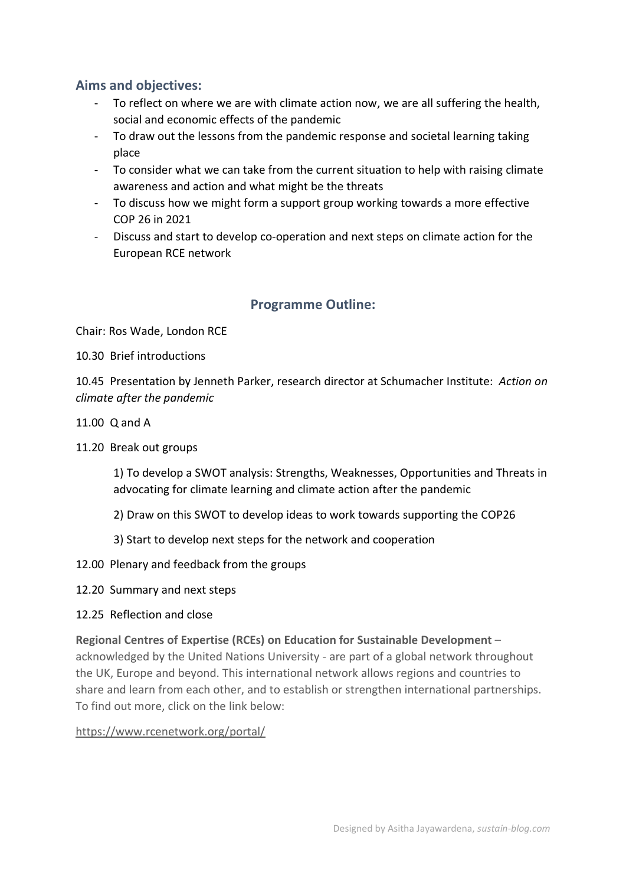## Aims and objectives:

- To reflect on where we are with climate action now, we are all suffering the health, social and economic effects of the pandemic
- To draw out the lessons from the pandemic response and societal learning taking place
- To consider what we can take from the current situation to help with raising climate awareness and action and what might be the threats
- To discuss how we might form a support group working towards a more effective COP 26 in 2021
- Discuss and start to develop co-operation and next steps on climate action for the European RCE network

## Programme Outline:

Chair: Ros Wade, London RCE

10.30 Brief introductions

10.45 Presentation by Jenneth Parker, research director at Schumacher Institute: *Action on climate after the pandemic*

11.00 Q and A

11.20 Break out groups

1) To develop a SWOT analysis: Strengths, Weaknesses, Opportunities and Threats in advocating for climate learning and climate action after the pandemic

2) Draw on this SWOT to develop ideas to work towards supporting the COP26

3) Start to develop next steps for the network and cooperation

12.00 Plenary and feedback from the groups

12.20 Summary and next steps

12.25 Reflection and close

**Regional Centres of Expertise (RCEs) on Education for Sustainable Development** – acknowledged by the United Nations University - are part of a global network throughout the UK, Europe and beyond. This international network allows regions and countries to share and learn from each other, and to establish or strengthen international partnerships. To find out more, click on the link below:

https://www.rcenetwork.org/portal/

Designed by Asitha Jayawardena, *sustain-blog.com*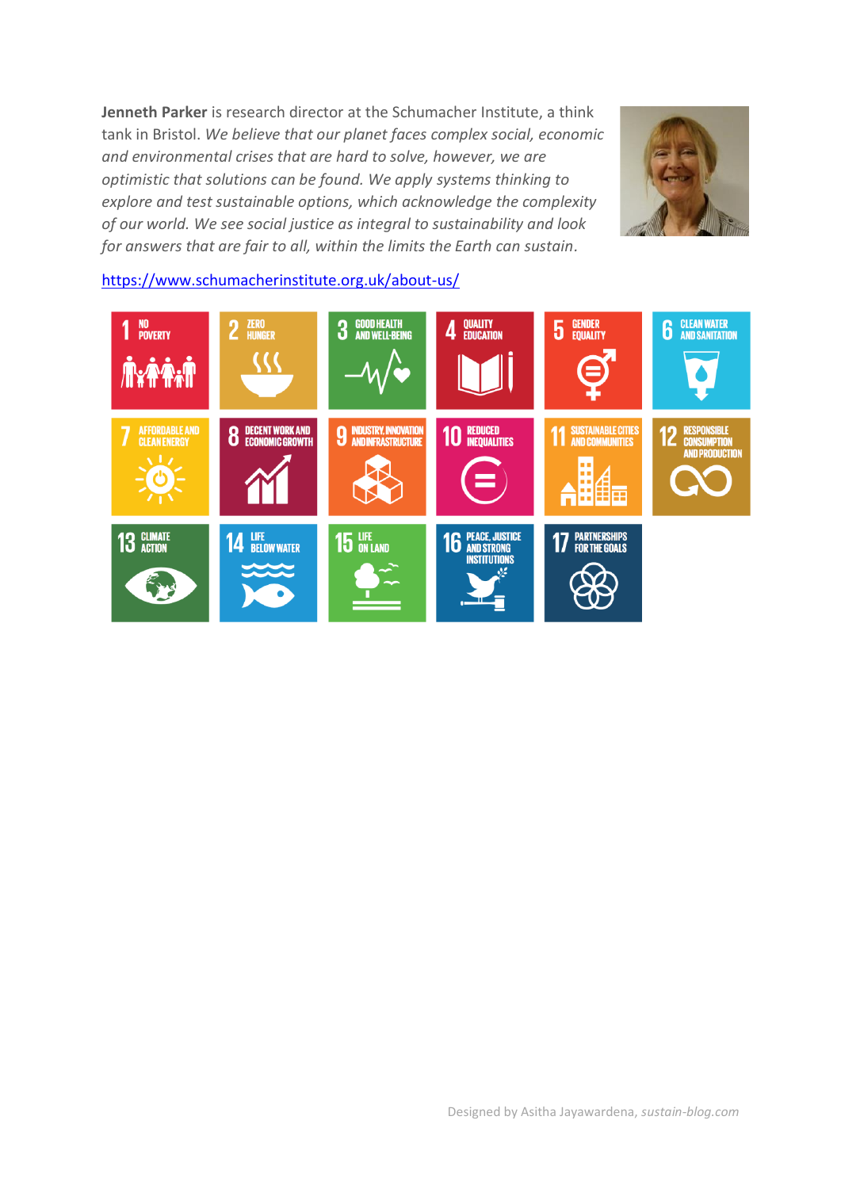**Jenneth Parker** is research director at the Schumacher Institute, a think tank in Bristol. *We believe that our planet faces complex social, economic and environmental crises that are hard to solve, however, we are optimistic that solutions can be found. We apply systems thinking to explore and test sustainable options, which acknowledge the complexity of our world. We see social justice as integral to sustainability and look for answers that are fair to all, within the limits the Earth can sustain.*

https://www.schumacherinstitute.org.uk/about-us/

1 NO POVERTY

2 ZERO HUNGER

3 GOOD HEALTH AND WELL-BEING

4 QUALITY EDUCATION

5 GENDER EQUALITY

6 CLEAN WATER AND SANITATION

7 AFFORDABLE AND CLEAN ENERGY

8 DECENT WORK AND ECONOMIC GROWTH

9 INDUSTRY, INNOVATION AND INFRASTRUCTURE

10 REDUCED INEQUALITIES

11 SUSTAINABLE CITIES AND COMMUNITIES

12 RESPONSIBLE CONSUMPTION AND PRODUCTION

13 CLIMATE ACTION

14 LIFE BELOW WATER

15 LIFE ON LAND

16 PEACE, JUSTICE AND STRONG INSTITUTIONS

17 PARTNERSHIPS FOR THE GOALS

Designed by Asitha Jayawardena, *sustain-blog.com*